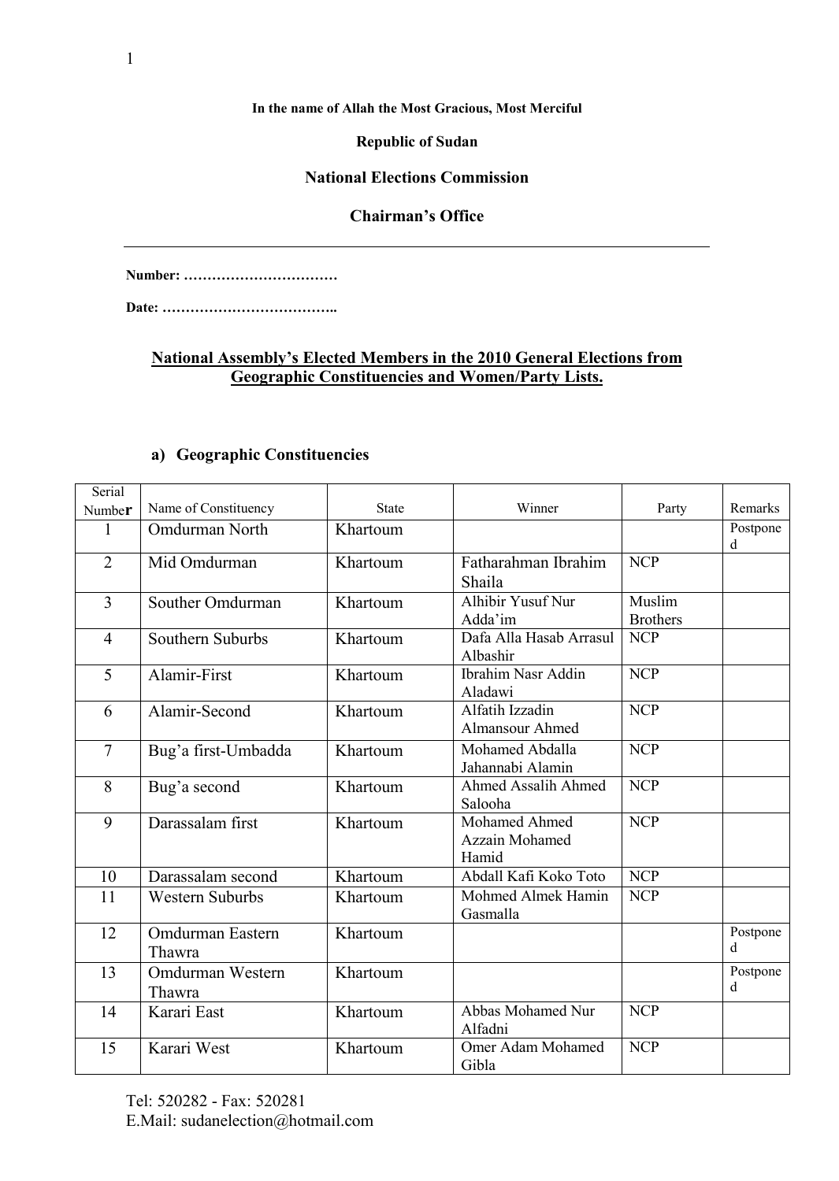**In the name of Allah the Most Gracious, Most Merciful**

**Republic of Sudan**

**National Elections Commission**

**Chairman's Office**

---

**Number: ……………………………**

**Date: ………………………………..**

**National Assembly's Elected Members in the 2010 General Elections from Geographic Constituencies and Women/Party Lists.**

## a) Geographic Constituencies

| Serial Number | Name of Constituency | State | Winner | Party | Remarks |
|---|---|---|---|---|---|
| 1 | Omdurman North | Khartoum | | | Postponed |
| 2 | Mid Omdurman | Khartoum | Fatharahman Ibrahim Shaila | NCP | |
| 3 | Souther Omdurman | Khartoum | Alhibir Yusuf Nur Adda'im | Muslim Brothers | |
| 4 | Southern Suburbs | Khartoum | Dafa Alla Hasab Arrasul Albashir | NCP | |
| 5 | Alamir-First | Khartoum | Ibrahim Nasr Addin Aladawi | NCP | |
| 6 | Alamir-Second | Khartoum | Alfatih Izzadin Almansour Ahmed | NCP | |
| 7 | Bug'a first-Umbadda | Khartoum | Mohamed Abdalla Jahannabi Alamin | NCP | |
| 8 | Bug'a second | Khartoum | Ahmed Assalih Ahmed Salooha | NCP | |
| 9 | Darassalam first | Khartoum | Mohamed Ahmed Azzain Mohamed Hamid | NCP | |
| 10 | Darassalam second | Khartoum | Abdall Kafi Koko Toto | NCP | |
| 11 | Western Suburbs | Khartoum | Mohmed Almek Hamin Gasmalla | NCP | |
| 12 | Omdurman Eastern Thawra | Khartoum | | | Postponed |
| 13 | Omdurman Western Thawra | Khartoum | | | Postponed |
| 14 | Karari East | Khartoum | Abbas Mohamed Nur Alfadni | NCP | |
| 15 | Karari West | Khartoum | Omer Adam Mohamed Gibla | NCP | |

Tel: 520282 - Fax: 520281
E.Mail: sudanelection@hotmail.com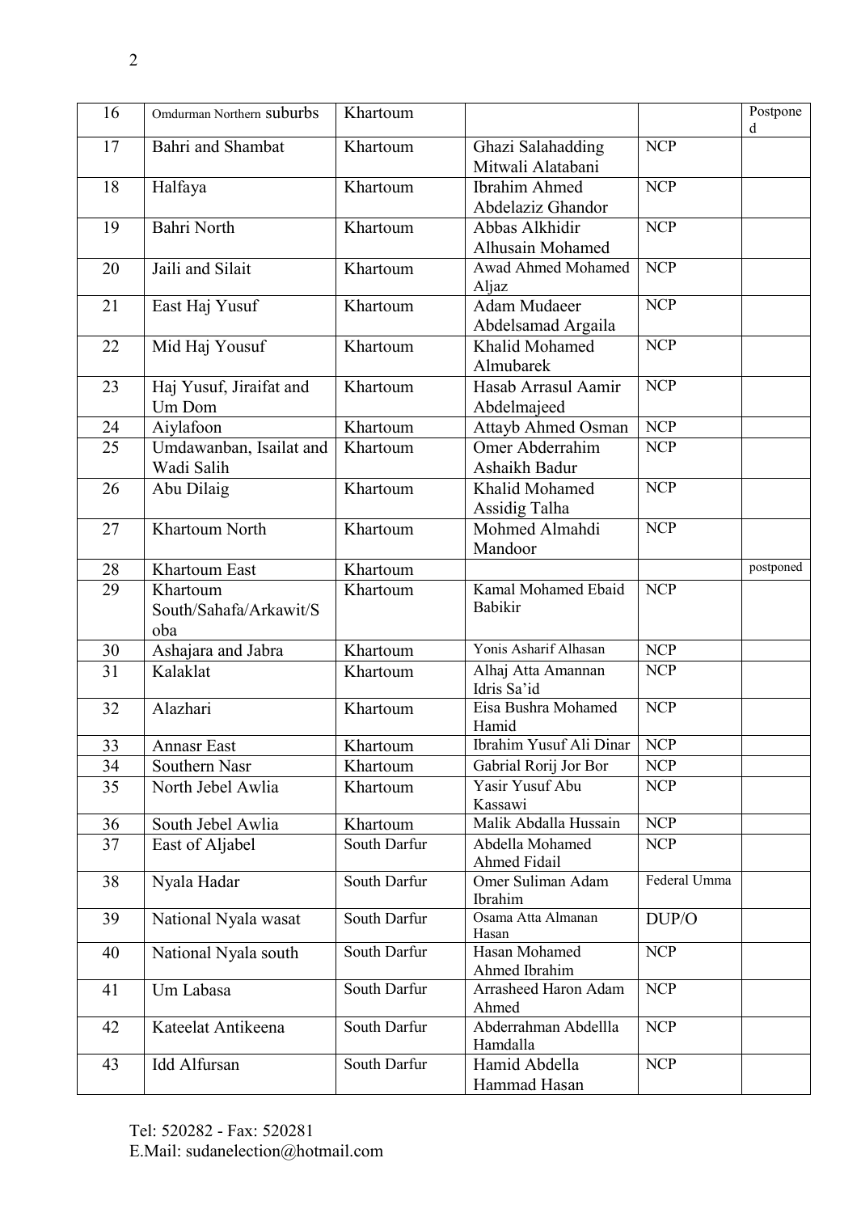| 16 | Omdurman Northern suburbs | Khartoum | | | Postponed |
|---|---|---|---|---|---|
| 17 | Bahri and Shambat | Khartoum | Ghazi Salahadding Mitwali Alatabani | NCP | |
| 18 | Halfaya | Khartoum | Ibrahim Ahmed Abdelaziz Ghandor | NCP | |
| 19 | Bahri North | Khartoum | Abbas Alkhidir Alhusain Mohamed | NCP | |
| 20 | Jaili and Silait | Khartoum | Awad Ahmed Mohamed Aljaz | NCP | |
| 21 | East Haj Yusuf | Khartoum | Adam Mudaeer Abdelsamad Argaila | NCP | |
| 22 | Mid Haj Yousuf | Khartoum | Khalid Mohamed Almubarek | NCP | |
| 23 | Haj Yusuf, Jiraifat and Um Dom | Khartoum | Hasab Arrasul Aamir Abdelmajeed | NCP | |
| 24 | Aiylafoon | Khartoum | Attayb Ahmed Osman | NCP | |
| 25 | Umdawanban, Isailat and Wadi Salih | Khartoum | Omer Abderrahim Ashaikh Badur | NCP | |
| 26 | Abu Dilaig | Khartoum | Khalid Mohamed Assidig Talha | NCP | |
| 27 | Khartoum North | Khartoum | Mohmed Almahdi Mandoor | NCP | |
| 28 | Khartoum East | Khartoum | | | postponed |
| 29 | Khartoum South/Sahafa/Arkawit/Soba | Khartoum | Kamal Mohamed Ebaid Babikir | NCP | |
| 30 | Ashajara and Jabra | Khartoum | Yonis Asharif Alhasan | NCP | |
| 31 | Kalaklat | Khartoum | Alhaj Atta Amannan Idris Sa'id | NCP | |
| 32 | Alazhari | Khartoum | Eisa Bushra Mohamed Hamid | NCP | |
| 33 | Annasr East | Khartoum | Ibrahim Yusuf Ali Dinar | NCP | |
| 34 | Southern Nasr | Khartoum | Gabrial Rorij Jor Bor | NCP | |
| 35 | North Jebel Awlia | Khartoum | Yasir Yusuf Abu Kassawi | NCP | |
| 36 | South Jebel Awlia | Khartoum | Malik Abdalla Hussain | NCP | |
| 37 | East of Aljabel | South Darfur | Abdella Mohamed Ahmed Fidail | NCP | |
| 38 | Nyala Hadar | South Darfur | Omer Suliman Adam Ibrahim | Federal Umma | |
| 39 | National Nyala wasat | South Darfur | Osama Atta Almanan Hasan | DUP/O | |
| 40 | National Nyala south | South Darfur | Hasan Mohamed Ahmed Ibrahim | NCP | |
| 41 | Um Labasa | South Darfur | Arrasheed Haron Adam Ahmed | NCP | |
| 42 | Kateelat Antikeena | South Darfur | Abderrahman Abdellla Hamdalla | NCP | |
| 43 | Idd Alfursan | South Darfur | Hamid Abdella Hammad Hasan | NCP | |

Tel: 520282 - Fax: 520281
E.Mail: sudanelection@hotmail.com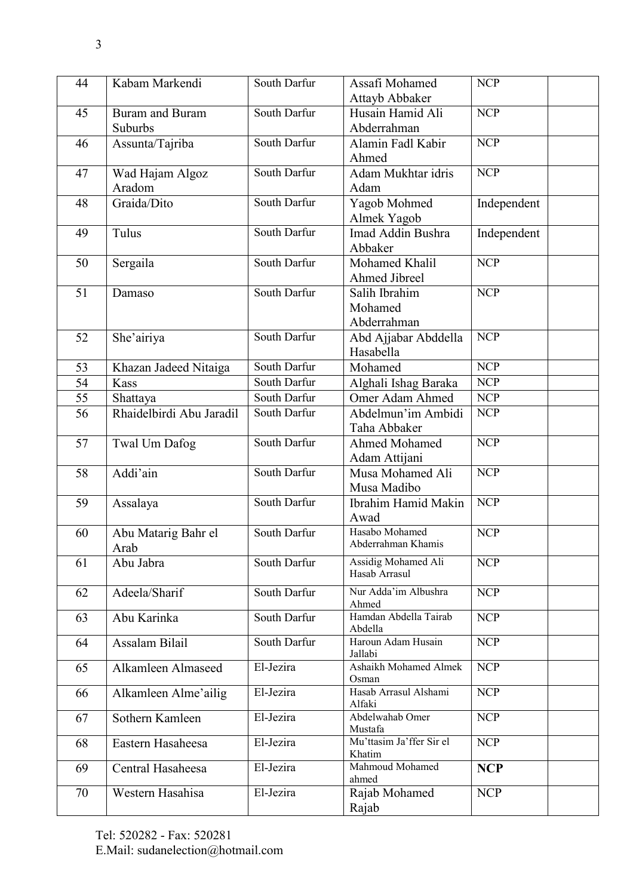| 44 | Kabam Markendi | South Darfur | Assafi Mohamed Attayb Abbaker | NCP | |
|---|---|---|---|---|---|
| 45 | Buram and Buram Suburbs | South Darfur | Husain Hamid Ali Abderrahman | NCP | |
| 46 | Assunta/Tajriba | South Darfur | Alamin Fadl Kabir Ahmed | NCP | |
| 47 | Wad Hajam Algoz Aradom | South Darfur | Adam Mukhtar idris Adam | NCP | |
| 48 | Graida/Dito | South Darfur | Yagob Mohmed Almek Yagob | Independent | |
| 49 | Tulus | South Darfur | Imad Addin Bushra Abbaker | Independent | |
| 50 | Sergaila | South Darfur | Mohamed Khalil Ahmed Jibreel | NCP | |
| 51 | Damaso | South Darfur | Salih Ibrahim Mohamed Abderrahman | NCP | |
| 52 | She'airiya | South Darfur | Abd Ajjabar Abddella Hasabella | NCP | |
| 53 | Khazan Jadeed Nitaiga | South Darfur | Mohamed | NCP | |
| 54 | Kass | South Darfur | Alghali Ishag Baraka | NCP | |
| 55 | Shattaya | South Darfur | Omer Adam Ahmed | NCP | |
| 56 | Rhaidelbirdi Abu Jaradil | South Darfur | Abdelmun'im Ambidi Taha Abbaker | NCP | |
| 57 | Twal Um Dafog | South Darfur | Ahmed Mohamed Adam Attijani | NCP | |
| 58 | Addi'ain | South Darfur | Musa Mohamed Ali Musa Madibo | NCP | |
| 59 | Assalaya | South Darfur | Ibrahim Hamid Makin Awad | NCP | |
| 60 | Abu Matarig Bahr el Arab | South Darfur | Hasabo Mohamed Abderrahman Khamis | NCP | |
| 61 | Abu Jabra | South Darfur | Assidig Mohamed Ali Hasab Arrasul | NCP | |
| 62 | Adeela/Sharif | South Darfur | Nur Adda'im Albushra Ahmed | NCP | |
| 63 | Abu Karinka | South Darfur | Hamdan Abdella Tairab Abdella | NCP | |
| 64 | Assalam Bilail | South Darfur | Haroun Adam Husain Jallabi | NCP | |
| 65 | Alkamleen Almaseed | El-Jezira | Ashaikh Mohamed Almek Osman | NCP | |
| 66 | Alkamleen Alme'ailig | El-Jezira | Hasab Arrasul Alshami Alfaki | NCP | |
| 67 | Sothern Kamleen | El-Jezira | Abdelwahab Omer Mustafa | NCP | |
| 68 | Eastern Hasaheesa | El-Jezira | Mu'ttasim Ja'ffer Sir el Khatim | NCP | |
| 69 | Central Hasaheesa | El-Jezira | Mahmoud Mohamed ahmed | **NCP** | |
| 70 | Western Hasahisa | El-Jezira | Rajab Mohamed Rajab | NCP | |

Tel: 520282 - Fax: 520281
E.Mail: sudanelection@hotmail.com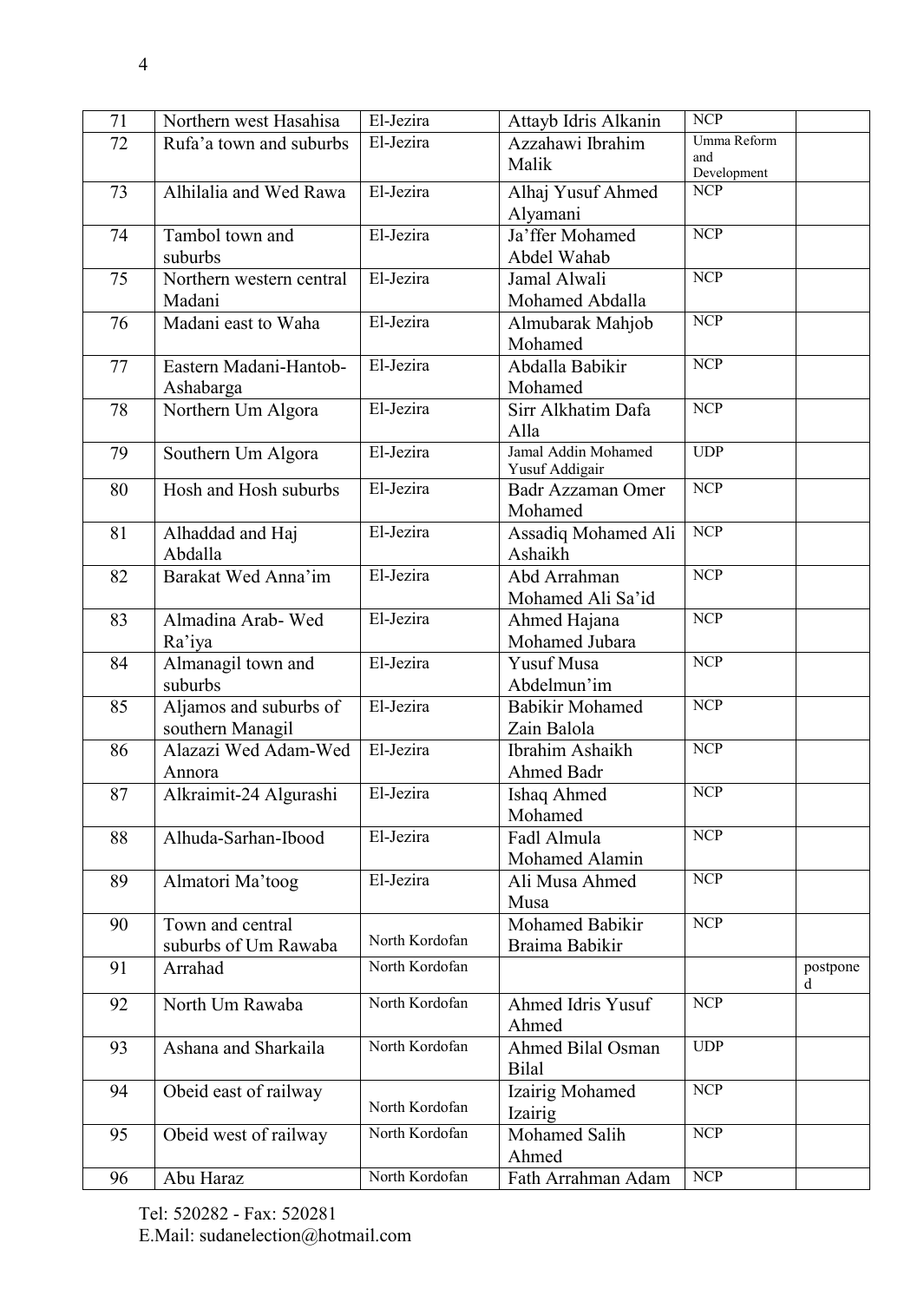| 71 | Northern west Hasahisa | El-Jezira | Attayb Idris Alkanin | NCP | |
|---|---|---|---|---|---|
| 72 | Rufa'a town and suburbs | El-Jezira | Azzahawi Ibrahim Malik | Umma Reform and Development | |
| 73 | Alhilalia and Wed Rawa | El-Jezira | Alhaj Yusuf Ahmed Alyamani | NCP | |
| 74 | Tambol town and suburbs | El-Jezira | Ja'ffer Mohamed Abdel Wahab | NCP | |
| 75 | Northern western central Madani | El-Jezira | Jamal Alwali Mohamed Abdalla | NCP | |
| 76 | Madani east to Waha | El-Jezira | Almubarak Mahjob Mohamed | NCP | |
| 77 | Eastern Madani-Hantob-Ashabarga | El-Jezira | Abdalla Babikir Mohamed | NCP | |
| 78 | Northern Um Algora | El-Jezira | Sirr Alkhatim Dafa Alla | NCP | |
| 79 | Southern Um Algora | El-Jezira | Jamal Addin Mohamed Yusuf Addigair | UDP | |
| 80 | Hosh and Hosh suburbs | El-Jezira | Badr Azzaman Omer Mohamed | NCP | |
| 81 | Alhaddad and Haj Abdalla | El-Jezira | Assadiq Mohamed Ali Ashaikh | NCP | |
| 82 | Barakat Wed Anna'im | El-Jezira | Abd Arrahman Mohamed Ali Sa'id | NCP | |
| 83 | Almadina Arab- Wed Ra'iya | El-Jezira | Ahmed Hajana Mohamed Jubara | NCP | |
| 84 | Almanagil town and suburbs | El-Jezira | Yusuf Musa Abdelmun'im | NCP | |
| 85 | Aljamos and suburbs of southern Managil | El-Jezira | Babikir Mohamed Zain Balola | NCP | |
| 86 | Alazazi Wed Adam-Wed Annora | El-Jezira | Ibrahim Ashaikh Ahmed Badr | NCP | |
| 87 | Alkraimit-24 Algurashi | El-Jezira | Ishaq Ahmed Mohamed | NCP | |
| 88 | Alhuda-Sarhan-Ibood | El-Jezira | Fadl Almula Mohamed Alamin | NCP | |
| 89 | Almatori Ma'toog | El-Jezira | Ali Musa Ahmed Musa | NCP | |
| 90 | Town and central suburbs of Um Rawaba | North Kordofan | Mohamed Babikir Braima Babikir | NCP | |
| 91 | Arrahad | North Kordofan | | | postponed |
| 92 | North Um Rawaba | North Kordofan | Ahmed Idris Yusuf Ahmed | NCP | |
| 93 | Ashana and Sharkaila | North Kordofan | Ahmed Bilal Osman Bilal | UDP | |
| 94 | Obeid east of railway | North Kordofan | Izairig Mohamed Izairig | NCP | |
| 95 | Obeid west of railway | North Kordofan | Mohamed Salih Ahmed | NCP | |
| 96 | Abu Haraz | North Kordofan | Fath Arrahman Adam | NCP | |

Tel: 520282 - Fax: 520281
E.Mail: sudanelection@hotmail.com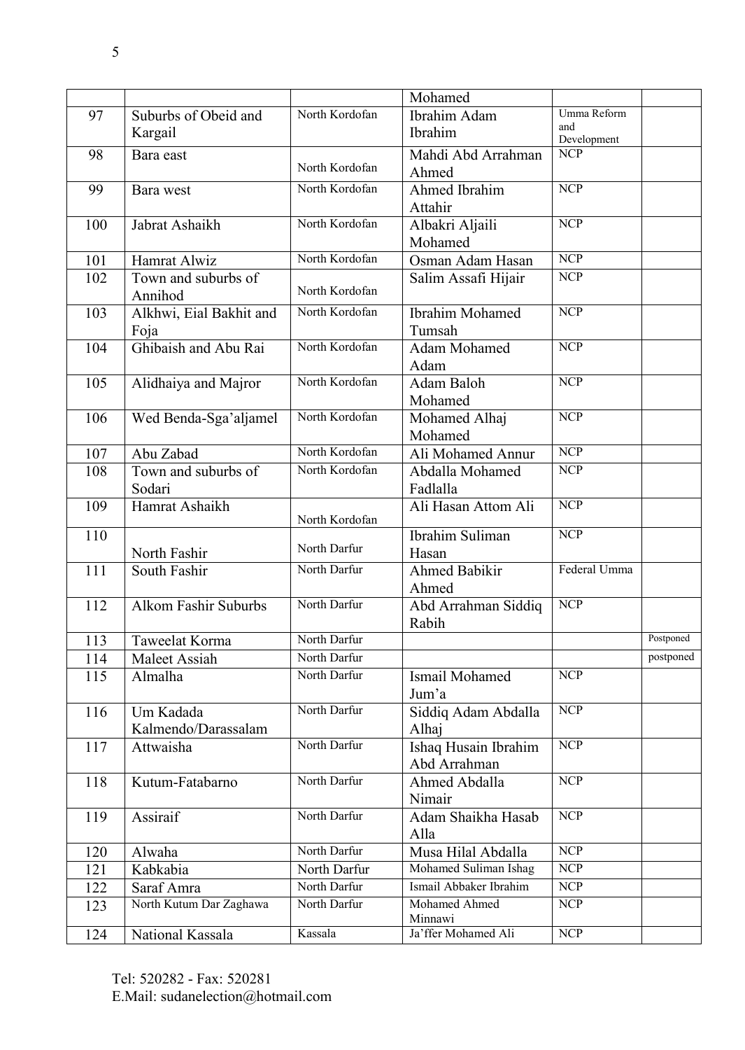| | | | Mohamed | | |
|---|---|---|---|---|---|
| 97 | Suburbs of Obeid and Kargail | North Kordofan | Ibrahim Adam Ibrahim | Umma Reform and Development | |
| 98 | Bara east | North Kordofan | Mahdi Abd Arrahman Ahmed | NCP | |
| 99 | Bara west | North Kordofan | Ahmed Ibrahim Attahir | NCP | |
| 100 | Jabrat Ashaikh | North Kordofan | Albakri Aljaili Mohamed | NCP | |
| 101 | Hamrat Alwiz | North Kordofan | Osman Adam Hasan | NCP | |
| 102 | Town and suburbs of Annihod | North Kordofan | Salim Assafi Hijair | NCP | |
| 103 | Alkhwi, Eial Bakhit and Foja | North Kordofan | Ibrahim Mohamed Tumsah | NCP | |
| 104 | Ghibaish and Abu Rai | North Kordofan | Adam Mohamed Adam | NCP | |
| 105 | Alidhaiya and Majror | North Kordofan | Adam Baloh Mohamed | NCP | |
| 106 | Wed Benda-Sga'aljamel | North Kordofan | Mohamed Alhaj Mohamed | NCP | |
| 107 | Abu Zabad | North Kordofan | Ali Mohamed Annur | NCP | |
| 108 | Town and suburbs of Sodari | North Kordofan | Abdalla Mohamed Fadlalla | NCP | |
| 109 | Hamrat Ashaikh | North Kordofan | Ali Hasan Attom Ali | NCP | |
| 110 | North Fashir | North Darfur | Ibrahim Suliman Hasan | NCP | |
| 111 | South Fashir | North Darfur | Ahmed Babikir Ahmed | Federal Umma | |
| 112 | Alkom Fashir Suburbs | North Darfur | Abd Arrahman Siddiq Rabih | NCP | |
| 113 | Taweelat Korma | North Darfur | | | Postponed |
| 114 | Maleet Assiah | North Darfur | | | postponed |
| 115 | Almalha | North Darfur | Ismail Mohamed Jum'a | NCP | |
| 116 | Um Kadada Kalmendo/Darassalam | North Darfur | Siddiq Adam Abdalla Alhaj | NCP | |
| 117 | Attwaisha | North Darfur | Ishaq Husain Ibrahim Abd Arrahman | NCP | |
| 118 | Kutum-Fatabarno | North Darfur | Ahmed Abdalla Nimair | NCP | |
| 119 | Assiraif | North Darfur | Adam Shaikha Hasab Alla | NCP | |
| 120 | Alwaha | North Darfur | Musa Hilal Abdalla | NCP | |
| 121 | Kabkabia | North Darfur | Mohamed Suliman Ishag | NCP | |
| 122 | Saraf Amra | North Darfur | Ismail Abbaker Ibrahim | NCP | |
| 123 | North Kutum Dar Zaghawa | North Darfur | Mohamed Ahmed Minnawi | NCP | |
| 124 | National Kassala | Kassala | Ja'ffer Mohamed Ali | NCP | |

Tel: 520282 - Fax: 520281
E.Mail: sudanelection@hotmail.com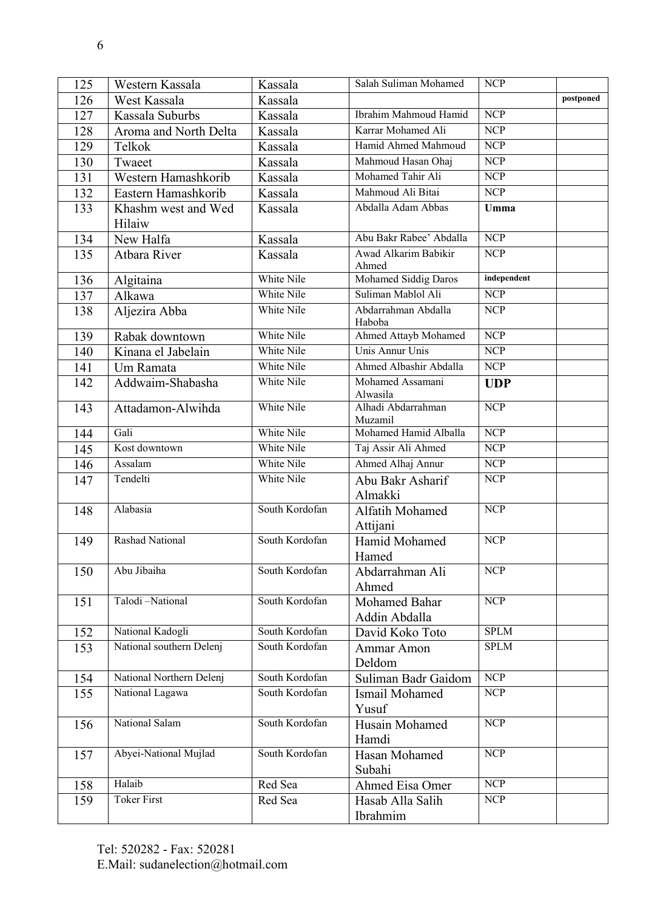| | | | | | |
|---|---|---|---|---|---|
| 125 | Western Kassala | Kassala | Salah Suliman Mohamed | NCP | |
| 126 | West Kassala | Kassala | | | **postponed** |
| 127 | Kassala Suburbs | Kassala | Ibrahim Mahmoud Hamid | NCP | |
| 128 | Aroma and North Delta | Kassala | Karrar Mohamed Ali | NCP | |
| 129 | Telkok | Kassala | Hamid Ahmed Mahmoud | NCP | |
| 130 | Twaeet | Kassala | Mahmoud Hasan Ohaj | NCP | |
| 131 | Western Hamashkorib | Kassala | Mohamed Tahir Ali | NCP | |
| 132 | Eastern Hamashkorib | Kassala | Mahmoud Ali Bitai | NCP | |
| 133 | Khashm west and Wed Hilaiw | Kassala | Abdalla Adam Abbas | **Umma** | |
| 134 | New Halfa | Kassala | Abu Bakr Rabee' Abdalla | NCP | |
| 135 | Atbara River | Kassala | Awad Alkarim Babikir Ahmed | NCP | |
| 136 | Algitaina | White Nile | Mohamed Siddig Daros | **independent** | |
| 137 | Alkawa | White Nile | Suliman Mablol Ali | NCP | |
| 138 | Aljezira Abba | White Nile | Abdarrahman Abdalla Haboba | NCP | |
| 139 | Rabak downtown | White Nile | Ahmed Attayb Mohamed | NCP | |
| 140 | Kinana el Jabelain | White Nile | Unis Annur Unis | NCP | |
| 141 | Um Ramata | White Nile | Ahmed Albashir Abdalla | NCP | |
| 142 | Addwaim-Shabasha | White Nile | Mohamed Assamani Alwasila | **UDP** | |
| 143 | Attadamon-Alwihda | White Nile | Alhadi Abdarrahman Muzamil | NCP | |
| 144 | Gali | White Nile | Mohamed Hamid Alballa | NCP | |
| 145 | Kost downtown | White Nile | Taj Assir Ali Ahmed | NCP | |
| 146 | Assalam | White Nile | Ahmed Alhaj Annur | NCP | |
| 147 | Tendelti | White Nile | Abu Bakr Asharif Almakki | NCP | |
| 148 | Alabasia | South Kordofan | Alfatih Mohamed Attijani | NCP | |
| 149 | Rashad National | South Kordofan | Hamid Mohamed Hamed | NCP | |
| 150 | Abu Jibaiha | South Kordofan | Abdarrahman Ali Ahmed | NCP | |
| 151 | Talodi –National | South Kordofan | Mohamed Bahar Addin Abdalla | NCP | |
| 152 | National Kadogli | South Kordofan | David Koko Toto | SPLM | |
| 153 | National southern Delenj | South Kordofan | Ammar Amon Deldom | SPLM | |
| 154 | National Northern Delenj | South Kordofan | Suliman Badr Gaidom | NCP | |
| 155 | National Lagawa | South Kordofan | Ismail Mohamed Yusuf | NCP | |
| 156 | National Salam | South Kordofan | Husain Mohamed Hamdi | NCP | |
| 157 | Abyei-National Mujlad | South Kordofan | Hasan Mohamed Subahi | NCP | |
| 158 | Halaib | Red Sea | Ahmed Eisa Omer | NCP | |
| 159 | Toker First | Red Sea | Hasab Alla Salih Ibrahmim | NCP | |

Tel: 520282 - Fax: 520281
E.Mail: sudanelection@hotmail.com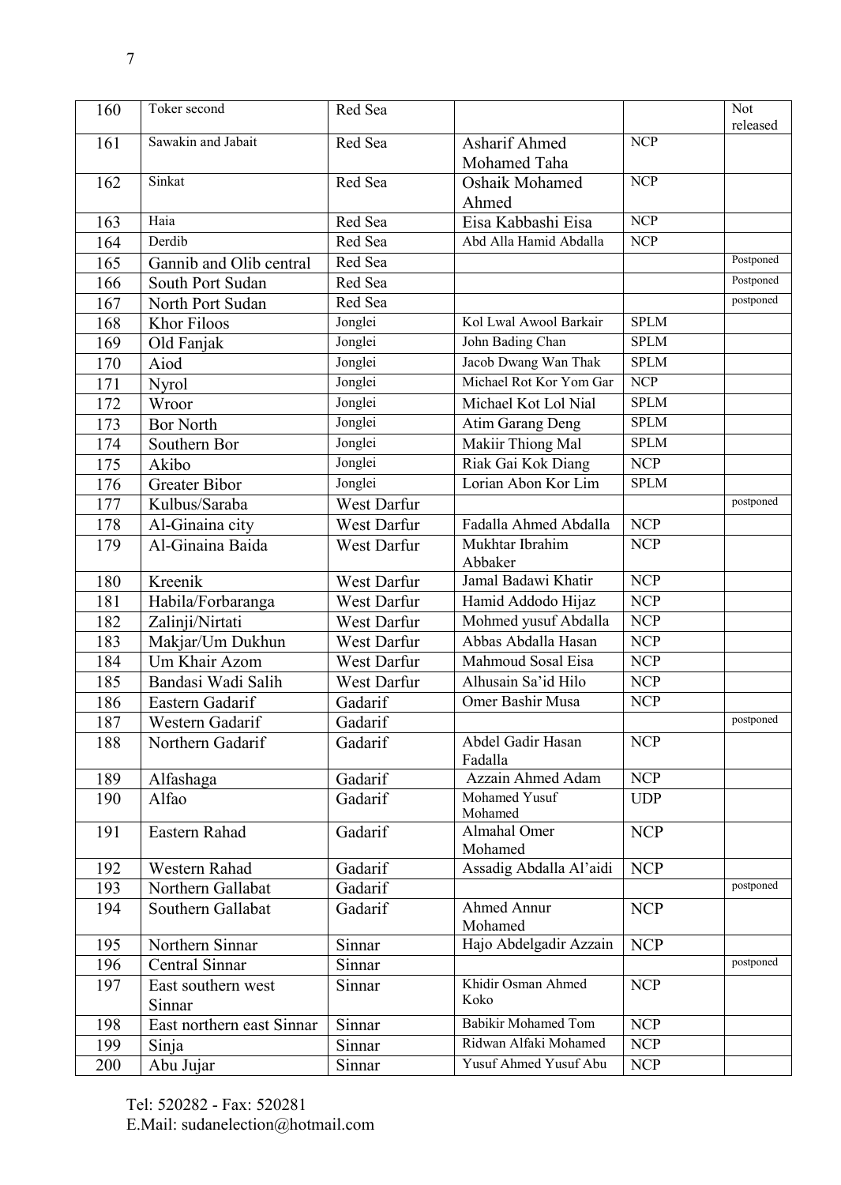| 160 | Toker second | Red Sea | | | Not released |
|---|---|---|---|---|---|
| 161 | Sawakin and Jabait | Red Sea | Asharif Ahmed Mohamed Taha | NCP | |
| 162 | Sinkat | Red Sea | Oshaik Mohamed Ahmed | NCP | |
| 163 | Haia | Red Sea | Eisa Kabbashi Eisa | NCP | |
| 164 | Derdib | Red Sea | Abd Alla Hamid Abdalla | NCP | |
| 165 | Gannib and Olib central | Red Sea | | | Postponed |
| 166 | South Port Sudan | Red Sea | | | Postponed |
| 167 | North Port Sudan | Red Sea | | | postponed |
| 168 | Khor Filoos | Jonglei | Kol Lwal Awool Barkair | SPLM | |
| 169 | Old Fanjak | Jonglei | John Bading Chan | SPLM | |
| 170 | Aiod | Jonglei | Jacob Dwang Wan Thak | SPLM | |
| 171 | Nyrol | Jonglei | Michael Rot Kor Yom Gar | NCP | |
| 172 | Wroor | Jonglei | Michael Kot Lol Nial | SPLM | |
| 173 | Bor North | Jonglei | Atim Garang Deng | SPLM | |
| 174 | Southern Bor | Jonglei | Makiir Thiong Mal | SPLM | |
| 175 | Akibo | Jonglei | Riak Gai Kok Diang | NCP | |
| 176 | Greater Bibor | Jonglei | Lorian Abon Kor Lim | SPLM | |
| 177 | Kulbus/Saraba | West Darfur | | | postponed |
| 178 | Al-Ginaina city | West Darfur | Fadalla Ahmed Abdalla | NCP | |
| 179 | Al-Ginaina Baida | West Darfur | Mukhtar Ibrahim Abbaker | NCP | |
| 180 | Kreenik | West Darfur | Jamal Badawi Khatir | NCP | |
| 181 | Habila/Forbaranga | West Darfur | Hamid Addodo Hijaz | NCP | |
| 182 | Zalinji/Nirtati | West Darfur | Mohmed yusuf Abdalla | NCP | |
| 183 | Makjar/Um Dukhun | West Darfur | Abbas Abdalla Hasan | NCP | |
| 184 | Um Khair Azom | West Darfur | Mahmoud Sosal Eisa | NCP | |
| 185 | Bandasi Wadi Salih | West Darfur | Alhusain Sa'id Hilo | NCP | |
| 186 | Eastern Gadarif | Gadarif | Omer Bashir Musa | NCP | |
| 187 | Western Gadarif | Gadarif | | | postponed |
| 188 | Northern Gadarif | Gadarif | Abdel Gadir Hasan Fadalla | NCP | |
| 189 | Alfashaga | Gadarif | Azzain Ahmed Adam | NCP | |
| 190 | Alfao | Gadarif | Mohamed Yusuf Mohamed | UDP | |
| 191 | Eastern Rahad | Gadarif | Almahal Omer Mohamed | NCP | |
| 192 | Western Rahad | Gadarif | Assadig Abdalla Al'aidi | NCP | |
| 193 | Northern Gallabat | Gadarif | | | postponed |
| 194 | Southern Gallabat | Gadarif | Ahmed Annur Mohamed | NCP | |
| 195 | Northern Sinnar | Sinnar | Hajo Abdelgadir Azzain | NCP | |
| 196 | Central Sinnar | Sinnar | | | postponed |
| 197 | East southern west Sinnar | Sinnar | Khidir Osman Ahmed Koko | NCP | |
| 198 | East northern east Sinnar | Sinnar | Babikir Mohamed Tom | NCP | |
| 199 | Sinja | Sinnar | Ridwan Alfaki Mohamed | NCP | |
| 200 | Abu Jujar | Sinnar | Yusuf Ahmed Yusuf Abu | NCP | |

Tel: 520282 - Fax: 520281
E.Mail: sudanelection@hotmail.com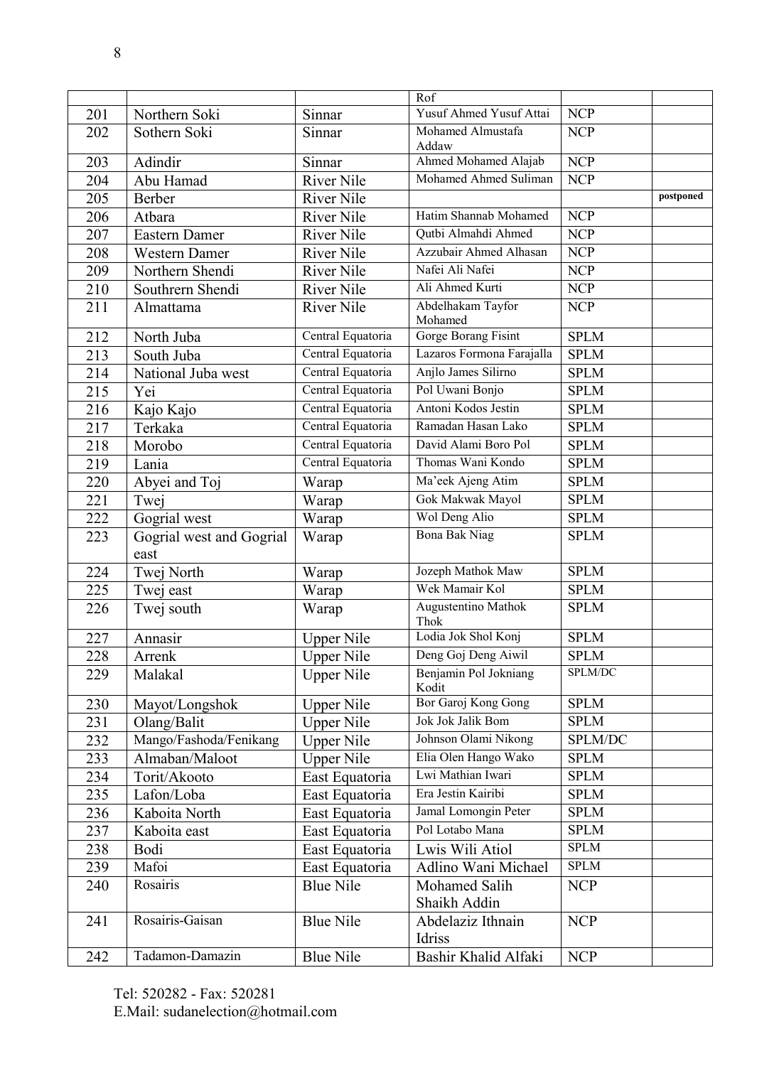| | | | Rof | | |
|---|---|---|---|---|---|
| 201 | Northern Soki | Sinnar | Yusuf Ahmed Yusuf Attai | NCP | |
| 202 | Sothern Soki | Sinnar | Mohamed Almustafa Addaw | NCP | |
| 203 | Adindir | Sinnar | Ahmed Mohamed Alajab | NCP | |
| 204 | Abu Hamad | River Nile | Mohamed Ahmed Suliman | NCP | |
| 205 | Berber | River Nile | | | **postponed** |
| 206 | Atbara | River Nile | Hatim Shannab Mohamed | NCP | |
| 207 | Eastern Damer | River Nile | Qutbi Almahdi Ahmed | NCP | |
| 208 | Western Damer | River Nile | Azzubair Ahmed Alhasan | NCP | |
| 209 | Northern Shendi | River Nile | Nafei Ali Nafei | NCP | |
| 210 | Southrern Shendi | River Nile | Ali Ahmed Kurti | NCP | |
| 211 | Almattama | River Nile | Abdelhakam Tayfor Mohamed | NCP | |
| 212 | North Juba | Central Equatoria | Gorge Borang Fisint | SPLM | |
| 213 | South Juba | Central Equatoria | Lazaros Formona Farajalla | SPLM | |
| 214 | National Juba west | Central Equatoria | Anjlo James Silirno | SPLM | |
| 215 | Yei | Central Equatoria | Pol Uwani Bonjo | SPLM | |
| 216 | Kajo Kajo | Central Equatoria | Antoni Kodos Jestin | SPLM | |
| 217 | Terkaka | Central Equatoria | Ramadan Hasan Lako | SPLM | |
| 218 | Morobo | Central Equatoria | David Alami Boro Pol | SPLM | |
| 219 | Lania | Central Equatoria | Thomas Wani Kondo | SPLM | |
| 220 | Abyei and Toj | Warap | Ma'eek Ajeng Atim | SPLM | |
| 221 | Twej | Warap | Gok Makwak Mayol | SPLM | |
| 222 | Gogrial west | Warap | Wol Deng Alio | SPLM | |
| 223 | Gogrial west and Gogrial east | Warap | Bona Bak Niag | SPLM | |
| 224 | Twej North | Warap | Jozeph Mathok Maw | SPLM | |
| 225 | Twej east | Warap | Wek Mamair Kol | SPLM | |
| 226 | Twej south | Warap | Augustentino Mathok Thok | SPLM | |
| 227 | Annasir | Upper Nile | Lodia Jok Shol Konj | SPLM | |
| 228 | Arrenk | Upper Nile | Deng Goj Deng Aiwil | SPLM | |
| 229 | Malakal | Upper Nile | Benjamin Pol Jokniang Kodit | SPLM/DC | |
| 230 | Mayot/Longshok | Upper Nile | Bor Garoj Kong Gong | SPLM | |
| 231 | Olang/Balit | Upper Nile | Jok Jok Jalik Bom | SPLM | |
| 232 | Mango/Fashoda/Fenikang | Upper Nile | Johnson Olami Nikong | SPLM/DC | |
| 233 | Almaban/Maloot | Upper Nile | Elia Olen Hango Wako | SPLM | |
| 234 | Torit/Akooto | East Equatoria | Lwi Mathian Iwari | SPLM | |
| 235 | Lafon/Loba | East Equatoria | Era Jestin Kairibi | SPLM | |
| 236 | Kaboita North | East Equatoria | Jamal Lomongin Peter | SPLM | |
| 237 | Kaboita east | East Equatoria | Pol Lotabo Mana | SPLM | |
| 238 | Bodi | East Equatoria | Lwis Wili Atiol | SPLM | |
| 239 | Mafoi | East Equatoria | Adlino Wani Michael | SPLM | |
| 240 | Rosairis | Blue Nile | Mohamed Salih Shaikh Addin | NCP | |
| 241 | Rosairis-Gaisan | Blue Nile | Abdelaziz Ithnain Idriss | NCP | |
| 242 | Tadamon-Damazin | Blue Nile | Bashir Khalid Alfaki | NCP | |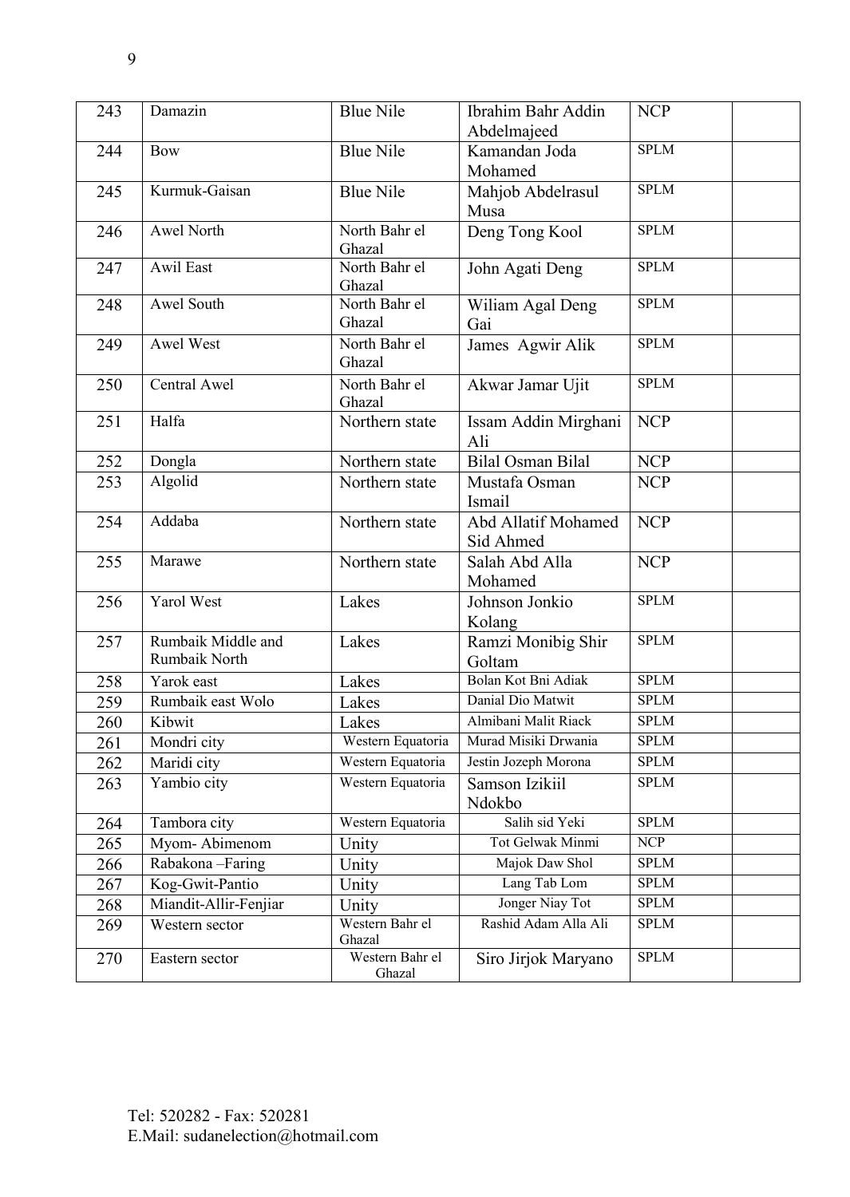| 243 | Damazin | Blue Nile | Ibrahim Bahr Addin Abdelmajeed | NCP | |
|---|---|---|---|---|---|
| 244 | Bow | Blue Nile | Kamandan Joda Mohamed | SPLM | |
| 245 | Kurmuk-Gaisan | Blue Nile | Mahjob Abdelrasul Musa | SPLM | |
| 246 | Awel North | North Bahr el Ghazal | Deng Tong Kool | SPLM | |
| 247 | Awil East | North Bahr el Ghazal | John Agati Deng | SPLM | |
| 248 | Awel South | North Bahr el Ghazal | Wiliam Agal Deng Gai | SPLM | |
| 249 | Awel West | North Bahr el Ghazal | James Agwir Alik | SPLM | |
| 250 | Central Awel | North Bahr el Ghazal | Akwar Jamar Ujit | SPLM | |
| 251 | Halfa | Northern state | Issam Addin Mirghani Ali | NCP | |
| 252 | Dongla | Northern state | Bilal Osman Bilal | NCP | |
| 253 | Algolid | Northern state | Mustafa Osman Ismail | NCP | |
| 254 | Addaba | Northern state | Abd Allatif Mohamed Sid Ahmed | NCP | |
| 255 | Marawe | Northern state | Salah Abd Alla Mohamed | NCP | |
| 256 | Yarol West | Lakes | Johnson Jonkio Kolang | SPLM | |
| 257 | Rumbaik Middle and Rumbaik North | Lakes | Ramzi Monibig Shir Goltam | SPLM | |
| 258 | Yarok east | Lakes | Bolan Kot Bni Adiak | SPLM | |
| 259 | Rumbaik east Wolo | Lakes | Danial Dio Matwit | SPLM | |
| 260 | Kibwit | Lakes | Almibani Malit Riack | SPLM | |
| 261 | Mondri city | Western Equatoria | Murad Misiki Drwania | SPLM | |
| 262 | Maridi city | Western Equatoria | Jestin Jozeph Morona | SPLM | |
| 263 | Yambio city | Western Equatoria | Samson Izikiil Ndokbo | SPLM | |
| 264 | Tambora city | Western Equatoria | Salih sid Yeki | SPLM | |
| 265 | Myom- Abimenom | Unity | Tot Gelwak Minmi | NCP | |
| 266 | Rabakona –Faring | Unity | Majok Daw Shol | SPLM | |
| 267 | Kog-Gwit-Pantio | Unity | Lang Tab Lom | SPLM | |
| 268 | Miandit-Allir-Fenjiar | Unity | Jonger Niay Tot | SPLM | |
| 269 | Western sector | Western Bahr el Ghazal | Rashid Adam Alla Ali | SPLM | |
| 270 | Eastern sector | Western Bahr el Ghazal | Siro Jirjok Maryano | SPLM | |

Tel: 520282 - Fax: 520281
E.Mail: sudanelection@hotmail.com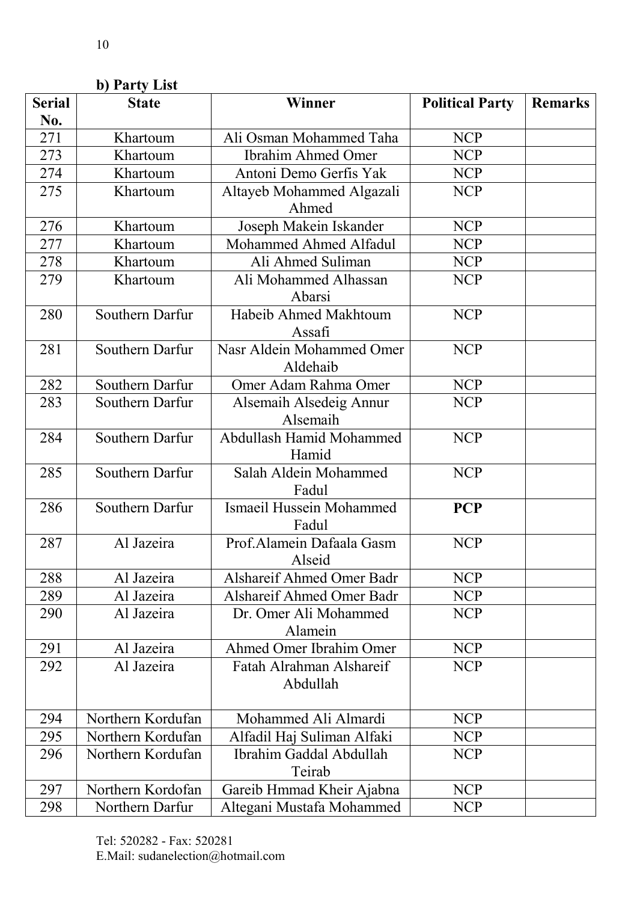**b) Party List**

| Serial No. | State | Winner | Political Party | Remarks |
|---|---|---|---|---|
| 271 | Khartoum | Ali Osman Mohammed Taha | NCP | |
| 273 | Khartoum | Ibrahim Ahmed Omer | NCP | |
| 274 | Khartoum | Antoni Demo Gerfis Yak | NCP | |
| 275 | Khartoum | Altayeb Mohammed Algazali Ahmed | NCP | |
| 276 | Khartoum | Joseph Makein Iskander | NCP | |
| 277 | Khartoum | Mohammed Ahmed Alfadul | NCP | |
| 278 | Khartoum | Ali Ahmed Suliman | NCP | |
| 279 | Khartoum | Ali Mohammed Alhassan Abarsi | NCP | |
| 280 | Southern Darfur | Habeib Ahmed Makhtoum Assafi | NCP | |
| 281 | Southern Darfur | Nasr Aldein Mohammed Omer Aldehaib | NCP | |
| 282 | Southern Darfur | Omer Adam Rahma Omer | NCP | |
| 283 | Southern Darfur | Alsemaih Alsedeig Annur Alsemaih | NCP | |
| 284 | Southern Darfur | Abdullash Hamid Mohammed Hamid | NCP | |
| 285 | Southern Darfur | Salah Aldein Mohammed Fadul | NCP | |
| 286 | Southern Darfur | Ismaeil Hussein Mohammed Fadul | **PCP** | |
| 287 | Al Jazeira | Prof.Alamein Dafaala Gasm Alseid | NCP | |
| 288 | Al Jazeira | Alshareif Ahmed Omer Badr | NCP | |
| 289 | Al Jazeira | Alshareif Ahmed Omer Badr | NCP | |
| 290 | Al Jazeira | Dr. Omer Ali Mohammed Alamein | NCP | |
| 291 | Al Jazeira | Ahmed Omer Ibrahim Omer | NCP | |
| 292 | Al Jazeira | Fatah Alrahman Alshareif Abdullah | NCP | |
| 294 | Northern Kordufan | Mohammed Ali Almardi | NCP | |
| 295 | Northern Kordufan | Alfadil Haj Suliman Alfaki | NCP | |
| 296 | Northern Kordufan | Ibrahim Gaddal Abdullah Teirab | NCP | |
| 297 | Northern Kordofan | Gareib Hmmad Kheir Ajabna | NCP | |
| 298 | Northern Darfur | Altegani Mustafa Mohammed | NCP | |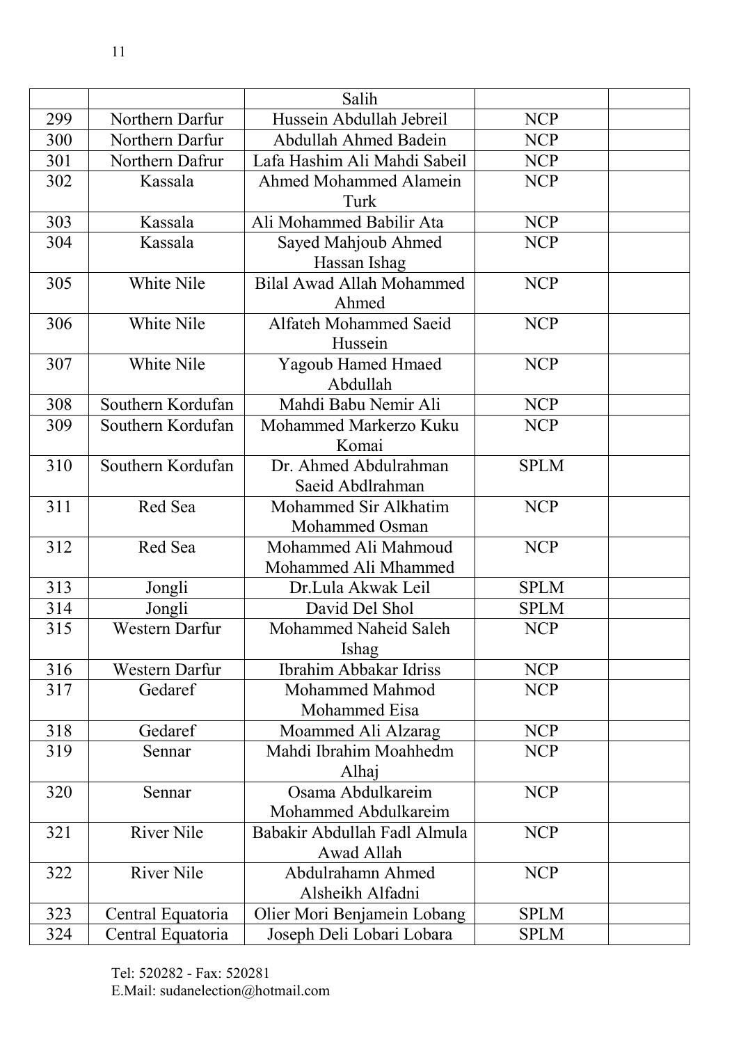| | | | | |
|---|---|---|---|---|
| | | Salih | | |
| 299 | Northern Darfur | Hussein Abdullah Jebreil | NCP | |
| 300 | Northern Darfur | Abdullah Ahmed Badein | NCP | |
| 301 | Northern Dafrur | Lafa Hashim Ali Mahdi Sabeil | NCP | |
| 302 | Kassala | Ahmed Mohammed Alamein Turk | NCP | |
| 303 | Kassala | Ali Mohammed Babilir Ata | NCP | |
| 304 | Kassala | Sayed Mahjoub Ahmed Hassan Ishag | NCP | |
| 305 | White Nile | Bilal Awad Allah Mohammed Ahmed | NCP | |
| 306 | White Nile | Alfateh Mohammed Saeid Hussein | NCP | |
| 307 | White Nile | Yagoub Hamed Hmaed Abdullah | NCP | |
| 308 | Southern Kordufan | Mahdi Babu Nemir Ali | NCP | |
| 309 | Southern Kordufan | Mohammed Markerzo Kuku Komai | NCP | |
| 310 | Southern Kordufan | Dr. Ahmed Abdulrahman Saeid Abdlrahman | SPLM | |
| 311 | Red Sea | Mohammed Sir Alkhatim Mohammed Osman | NCP | |
| 312 | Red Sea | Mohammed Ali Mahmoud Mohammed Ali Mhammed | NCP | |
| 313 | Jongli | Dr.Lula Akwak Leil | SPLM | |
| 314 | Jongli | David Del Shol | SPLM | |
| 315 | Western Darfur | Mohammed Naheid Saleh Ishag | NCP | |
| 316 | Western Darfur | Ibrahim Abbakar Idriss | NCP | |
| 317 | Gedaref | Mohammed Mahmod Mohammed Eisa | NCP | |
| 318 | Gedaref | Moammed Ali Alzarag | NCP | |
| 319 | Sennar | Mahdi Ibrahim Moahhedm Alhaj | NCP | |
| 320 | Sennar | Osama Abdulkareim Mohammed Abdulkareim | NCP | |
| 321 | River Nile | Babakir Abdullah Fadl Almula Awad Allah | NCP | |
| 322 | River Nile | Abdulrahamn Ahmed Alsheikh Alfadni | NCP | |
| 323 | Central Equatoria | Olier Mori Benjamein Lobang | SPLM | |
| 324 | Central Equatoria | Joseph Deli Lobari Lobara | SPLM | |

Tel: 520282 - Fax: 520281
E.Mail: sudanelection@hotmail.com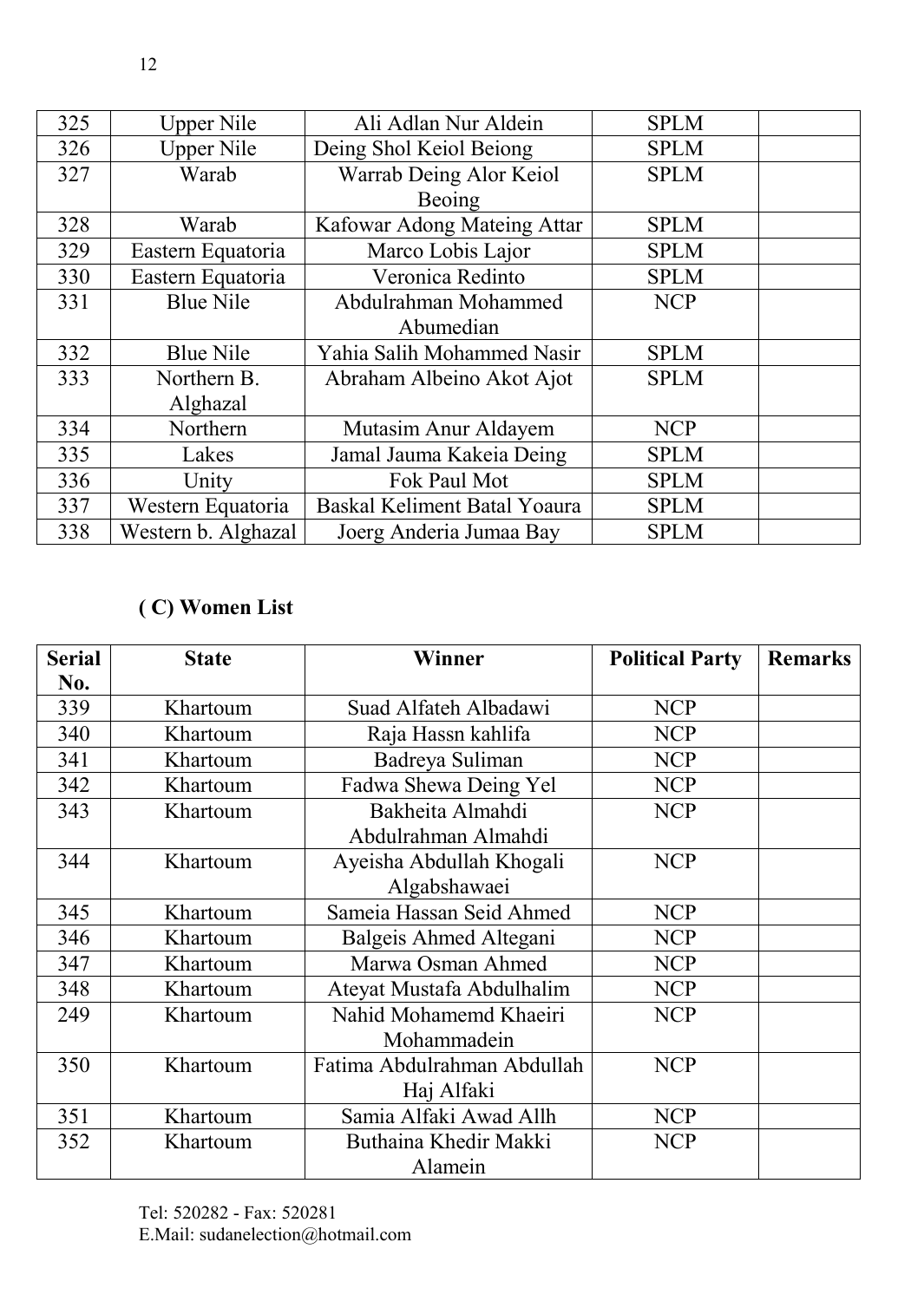| | | | | |
|---|---|---|---|---|
| 325 | Upper Nile | Ali Adlan Nur Aldein | SPLM | |
| 326 | Upper Nile | Deing Shol Keiol Beiong | SPLM | |
| 327 | Warab | Warrab Deing Alor Keiol Beoing | SPLM | |
| 328 | Warab | Kafowar Adong Mateing Attar | SPLM | |
| 329 | Eastern Equatoria | Marco Lobis Lajor | SPLM | |
| 330 | Eastern Equatoria | Veronica Redinto | SPLM | |
| 331 | Blue Nile | Abdulrahman Mohammed Abumedian | NCP | |
| 332 | Blue Nile | Yahia Salih Mohammed Nasir | SPLM | |
| 333 | Northern B. Alghazal | Abraham Albeino Akot Ajot | SPLM | |
| 334 | Northern | Mutasim Anur Aldayem | NCP | |
| 335 | Lakes | Jamal Jauma Kakeia Deing | SPLM | |
| 336 | Unity | Fok Paul Mot | SPLM | |
| 337 | Western Equatoria | Baskal Keliment Batal Yoaura | SPLM | |
| 338 | Western b. Alghazal | Joerg Anderia Jumaa Bay | SPLM | |

### ( C) Women List

| Serial No. | State | Winner | Political Party | Remarks |
|---|---|---|---|---|
| 339 | Khartoum | Suad Alfateh Albadawi | NCP | |
| 340 | Khartoum | Raja Hassn kahlifa | NCP | |
| 341 | Khartoum | Badreya Suliman | NCP | |
| 342 | Khartoum | Fadwa Shewa Deing Yel | NCP | |
| 343 | Khartoum | Bakheita Almahdi Abdulrahman Almahdi | NCP | |
| 344 | Khartoum | Ayeisha Abdullah Khogali Algabshawaei | NCP | |
| 345 | Khartoum | Sameia Hassan Seid Ahmed | NCP | |
| 346 | Khartoum | Balgeis Ahmed Altegani | NCP | |
| 347 | Khartoum | Marwa Osman Ahmed | NCP | |
| 348 | Khartoum | Ateyat Mustafa Abdulhalim | NCP | |
| 249 | Khartoum | Nahid Mohamemd Khaeiri Mohammadein | NCP | |
| 350 | Khartoum | Fatima Abdulrahman Abdullah Haj Alfaki | NCP | |
| 351 | Khartoum | Samia Alfaki Awad Allh | NCP | |
| 352 | Khartoum | Buthaina Khedir Makki Alamein | NCP | |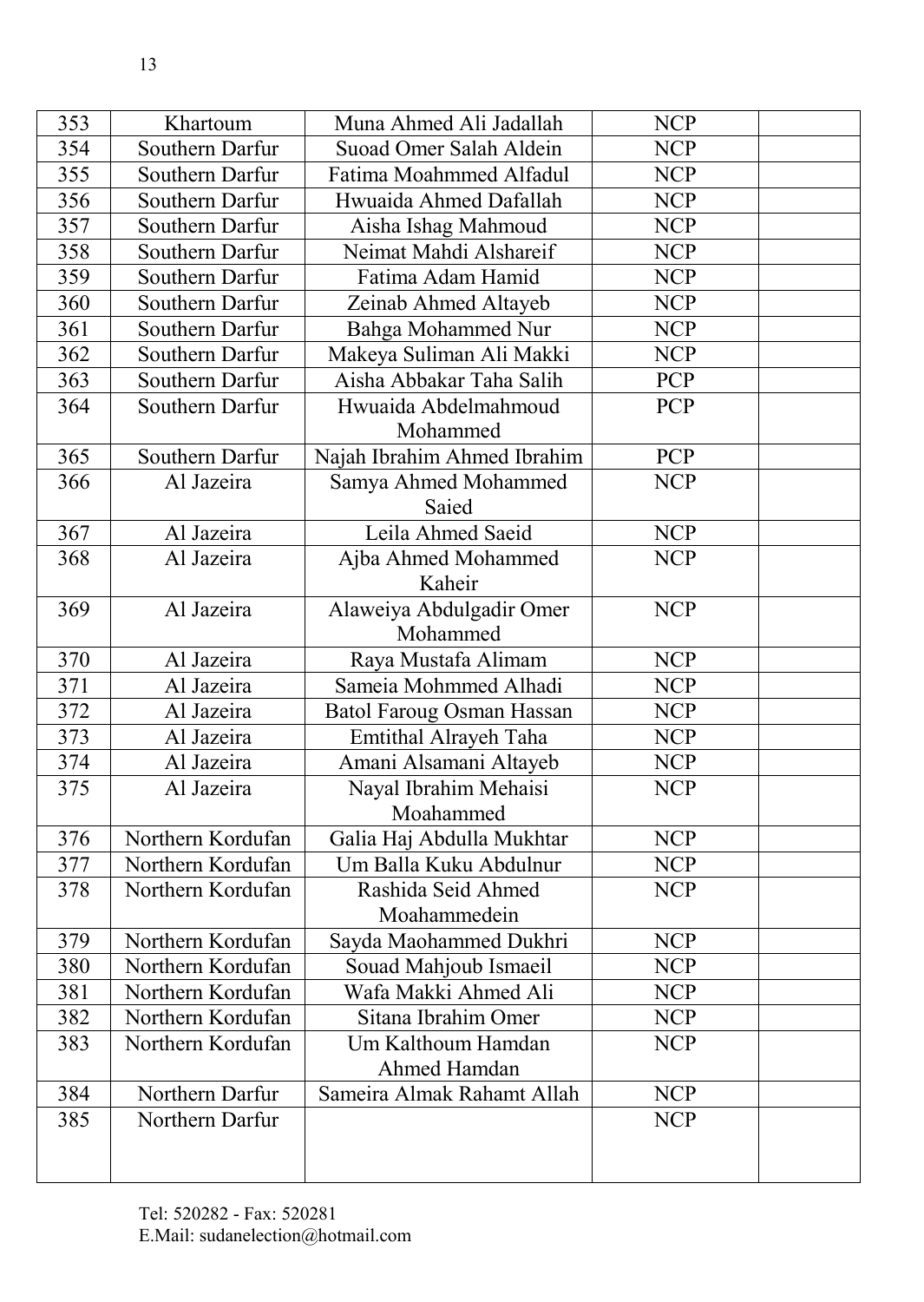| 353 | Khartoum | Muna Ahmed Ali Jadallah | NCP | |
|---|---|---|---|---|
| 354 | Southern Darfur | Suoad Omer Salah Aldein | NCP | |
| 355 | Southern Darfur | Fatima Moahmmed Alfadul | NCP | |
| 356 | Southern Darfur | Hwuaida Ahmed Dafallah | NCP | |
| 357 | Southern Darfur | Aisha Ishag Mahmoud | NCP | |
| 358 | Southern Darfur | Neimat Mahdi Alshareif | NCP | |
| 359 | Southern Darfur | Fatima Adam Hamid | NCP | |
| 360 | Southern Darfur | Zeinab Ahmed Altayeb | NCP | |
| 361 | Southern Darfur | Bahga Mohammed Nur | NCP | |
| 362 | Southern Darfur | Makeya Suliman Ali Makki | NCP | |
| 363 | Southern Darfur | Aisha Abbakar Taha Salih | PCP | |
| 364 | Southern Darfur | Hwuaida Abdelmahmoud Mohammed | PCP | |
| 365 | Southern Darfur | Najah Ibrahim Ahmed Ibrahim | PCP | |
| 366 | Al Jazeira | Samya Ahmed Mohammed Saied | NCP | |
| 367 | Al Jazeira | Leila Ahmed Saeid | NCP | |
| 368 | Al Jazeira | Ajba Ahmed Mohammed Kaheir | NCP | |
| 369 | Al Jazeira | Alaweiya Abdulgadir Omer Mohammed | NCP | |
| 370 | Al Jazeira | Raya Mustafa Alimam | NCP | |
| 371 | Al Jazeira | Sameia Mohmmed Alhadi | NCP | |
| 372 | Al Jazeira | Batol Faroug Osman Hassan | NCP | |
| 373 | Al Jazeira | Emtithal Alrayeh Taha | NCP | |
| 374 | Al Jazeira | Amani Alsamani Altayeb | NCP | |
| 375 | Al Jazeira | Nayal Ibrahim Mehaisi Moahammed | NCP | |
| 376 | Northern Kordufan | Galia Haj Abdulla Mukhtar | NCP | |
| 377 | Northern Kordufan | Um Balla Kuku Abdulnur | NCP | |
| 378 | Northern Kordufan | Rashida Seid Ahmed Moahammedein | NCP | |
| 379 | Northern Kordufan | Sayda Maohammed Dukhri | NCP | |
| 380 | Northern Kordufan | Souad Mahjoub Ismaeil | NCP | |
| 381 | Northern Kordufan | Wafa Makki Ahmed Ali | NCP | |
| 382 | Northern Kordufan | Sitana Ibrahim Omer | NCP | |
| 383 | Northern Kordufan | Um Kalthoum Hamdan Ahmed Hamdan | NCP | |
| 384 | Northern Darfur | Sameira Almak Rahamt Allah | NCP | |
| 385 | Northern Darfur | | NCP | |

Tel: 520282 - Fax: 520281
E.Mail: sudanelection@hotmail.com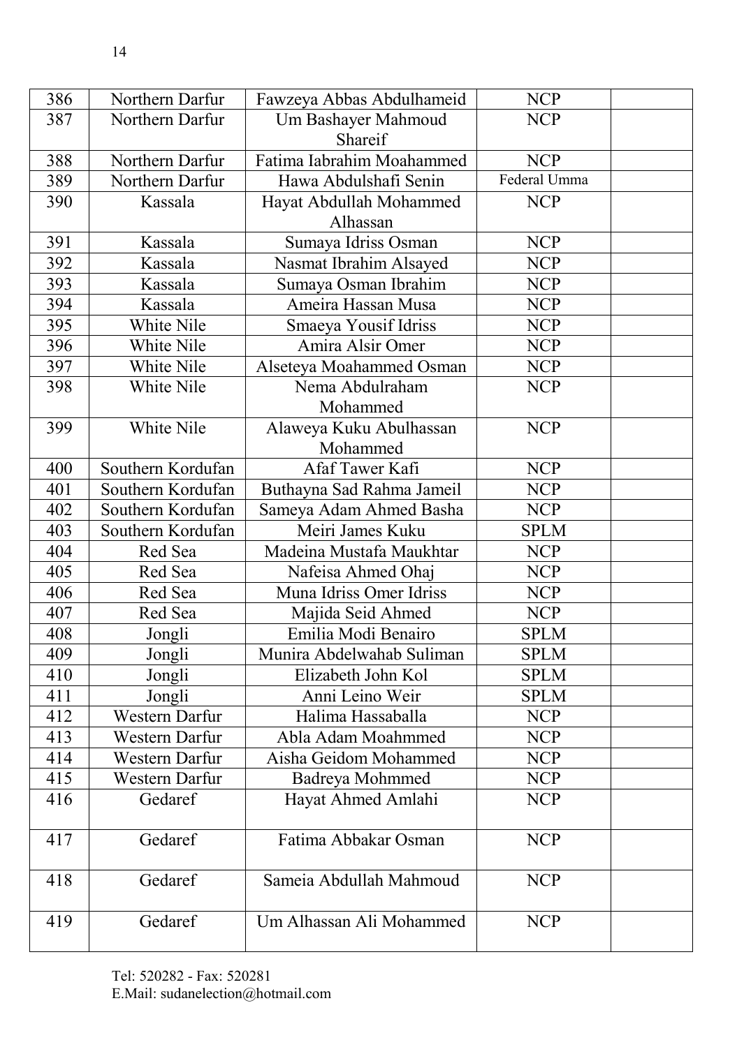| 386 | Northern Darfur | Fawzeya Abbas Abdulhameid | NCP | |
|---|---|---|---|---|
| 387 | Northern Darfur | Um Bashayer Mahmoud Shareif | NCP | |
| 388 | Northern Darfur | Fatima Iabrahim Moahammed | NCP | |
| 389 | Northern Darfur | Hawa Abdulshafi Senin | Federal Umma | |
| 390 | Kassala | Hayat Abdullah Mohammed Alhassan | NCP | |
| 391 | Kassala | Sumaya Idriss Osman | NCP | |
| 392 | Kassala | Nasmat Ibrahim Alsayed | NCP | |
| 393 | Kassala | Sumaya Osman Ibrahim | NCP | |
| 394 | Kassala | Ameira Hassan Musa | NCP | |
| 395 | White Nile | Smaeya Yousif Idriss | NCP | |
| 396 | White Nile | Amira Alsir Omer | NCP | |
| 397 | White Nile | Alseteya Moahammed Osman | NCP | |
| 398 | White Nile | Nema Abdulraham Mohammed | NCP | |
| 399 | White Nile | Alaweya Kuku Abulhassan Mohammed | NCP | |
| 400 | Southern Kordufan | Afaf Tawer Kafi | NCP | |
| 401 | Southern Kordufan | Buthayna Sad Rahma Jameil | NCP | |
| 402 | Southern Kordufan | Sameya Adam Ahmed Basha | NCP | |
| 403 | Southern Kordufan | Meiri James Kuku | SPLM | |
| 404 | Red Sea | Madeina Mustafa Maukhtar | NCP | |
| 405 | Red Sea | Nafeisa Ahmed Ohaj | NCP | |
| 406 | Red Sea | Muna Idriss Omer Idriss | NCP | |
| 407 | Red Sea | Majida Seid Ahmed | NCP | |
| 408 | Jongli | Emilia Modi Benairo | SPLM | |
| 409 | Jongli | Munira Abdelwahab Suliman | SPLM | |
| 410 | Jongli | Elizabeth John Kol | SPLM | |
| 411 | Jongli | Anni Leino Weir | SPLM | |
| 412 | Western Darfur | Halima Hassaballa | NCP | |
| 413 | Western Darfur | Abla Adam Moahmmed | NCP | |
| 414 | Western Darfur | Aisha Geidom Mohammed | NCP | |
| 415 | Western Darfur | Badreya Mohmmed | NCP | |
| 416 | Gedaref | Hayat Ahmed Amlahi | NCP | |
| 417 | Gedaref | Fatima Abbakar Osman | NCP | |
| 418 | Gedaref | Sameia Abdullah Mahmoud | NCP | |
| 419 | Gedaref | Um Alhassan Ali Mohammed | NCP | |

Tel: 520282 - Fax: 520281
E.Mail: sudanelection@hotmail.com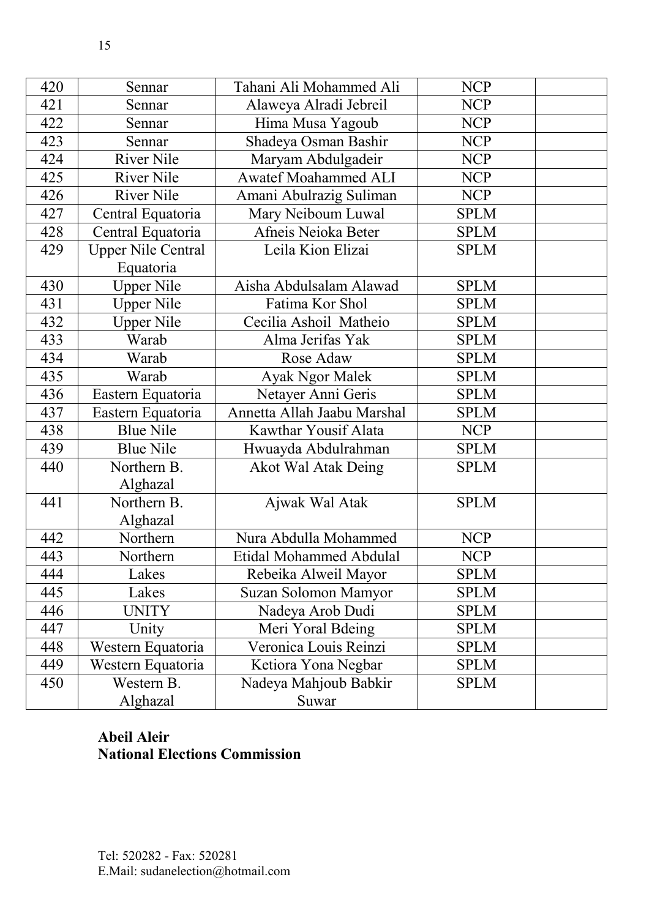| | | | | |
|---|---|---|---|---|
| 420 | Sennar | Tahani Ali Mohammed Ali | NCP | |
| 421 | Sennar | Alaweya Alradi Jebreil | NCP | |
| 422 | Sennar | Hima Musa Yagoub | NCP | |
| 423 | Sennar | Shadeya Osman Bashir | NCP | |
| 424 | River Nile | Maryam Abdulgadeir | NCP | |
| 425 | River Nile | Awatef Moahammed ALI | NCP | |
| 426 | River Nile | Amani Abulrazig Suliman | NCP | |
| 427 | Central Equatoria | Mary Neiboum Luwal | SPLM | |
| 428 | Central Equatoria | Afneis Neioka Beter | SPLM | |
| 429 | Upper Nile Central Equatoria | Leila Kion Elizai | SPLM | |
| 430 | Upper Nile | Aisha Abdulsalam Alawad | SPLM | |
| 431 | Upper Nile | Fatima Kor Shol | SPLM | |
| 432 | Upper Nile | Cecilia Ashoil Matheio | SPLM | |
| 433 | Warab | Alma Jerifas Yak | SPLM | |
| 434 | Warab | Rose Adaw | SPLM | |
| 435 | Warab | Ayak Ngor Malek | SPLM | |
| 436 | Eastern Equatoria | Netayer Anni Geris | SPLM | |
| 437 | Eastern Equatoria | Annetta Allah Jaabu Marshal | SPLM | |
| 438 | Blue Nile | Kawthar Yousif Alata | NCP | |
| 439 | Blue Nile | Hwuayda Abdulrahman | SPLM | |
| 440 | Northern B. Alghazal | Akot Wal Atak Deing | SPLM | |
| 441 | Northern B. Alghazal | Ajwak Wal Atak | SPLM | |
| 442 | Northern | Nura Abdulla Mohammed | NCP | |
| 443 | Northern | Etidal Mohammed Abdulal | NCP | |
| 444 | Lakes | Rebeika Alweil Mayor | SPLM | |
| 445 | Lakes | Suzan Solomon Mamyor | SPLM | |
| 446 | UNITY | Nadeya Arob Dudi | SPLM | |
| 447 | Unity | Meri Yoral Bdeing | SPLM | |
| 448 | Western Equatoria | Veronica Louis Reinzi | SPLM | |
| 449 | Western Equatoria | Ketiora Yona Negbar | SPLM | |
| 450 | Western B. Alghazal | Nadeya Mahjoub Babkir Suwar | SPLM | |

**Abeil Aleir**
**National Elections Commission**

Tel: 520282 - Fax: 520281
E.Mail: sudanelection@hotmail.com